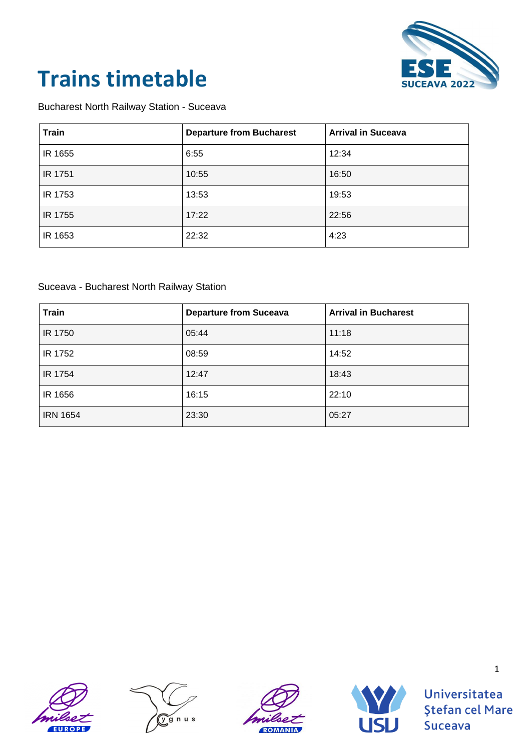# Trains timetable

Bucharest North Railway Station - Suceava

| Train | Departure from Bucharest | Arrival in Suceava |
|---|---|---|
| IR 1655 | 6:55 | 12:34 |
| IR 1751 | 10:55 | 16:50 |
| IR 1753 | 13:53 | 19:53 |
| IR 1755 | 17:22 | 22:56 |
| IR 1653 | 22:32 | 4:23 |

Suceava - Bucharest North Railway Station

| Train | Departure from Suceava | Arrival in Bucharest |
|---|---|---|
| IR 1750 | 05:44 | 11:18 |
| IR 1752 | 08:59 | 14:52 |
| IR 1754 | 12:47 | 18:43 |
| IR 1656 | 16:15 | 22:10 |
| IRN 1654 | 23:30 | 05:27 |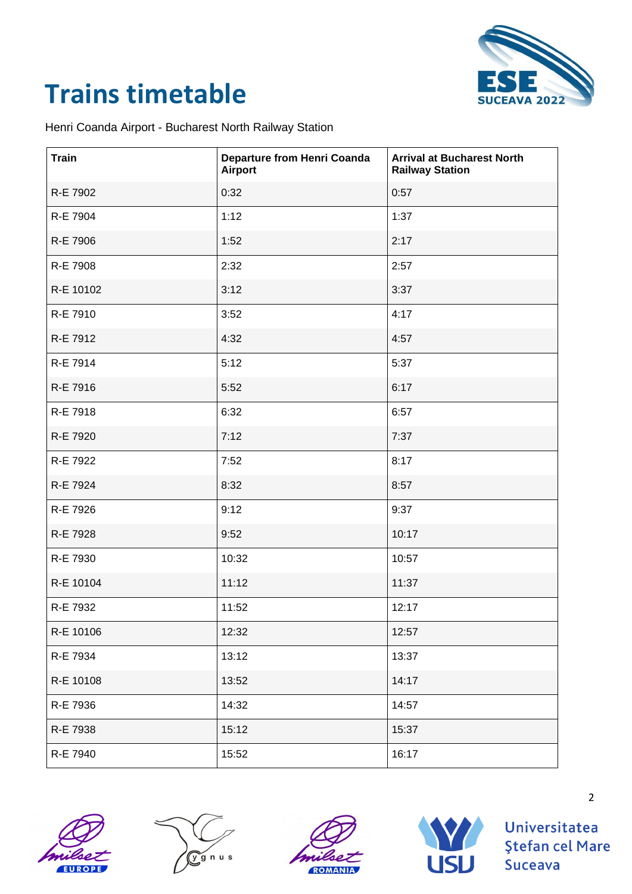# Trains timetable

Henri Coanda Airport - Bucharest North Railway Station

| Train | Departure from Henri Coanda Airport | Arrival at Bucharest North Railway Station |
|---|---|---|
| R-E 7902 | 0:32 | 0:57 |
| R-E 7904 | 1:12 | 1:37 |
| R-E 7906 | 1:52 | 2:17 |
| R-E 7908 | 2:32 | 2:57 |
| R-E 10102 | 3:12 | 3:37 |
| R-E 7910 | 3:52 | 4:17 |
| R-E 7912 | 4:32 | 4:57 |
| R-E 7914 | 5:12 | 5:37 |
| R-E 7916 | 5:52 | 6:17 |
| R-E 7918 | 6:32 | 6:57 |
| R-E 7920 | 7:12 | 7:37 |
| R-E 7922 | 7:52 | 8:17 |
| R-E 7924 | 8:32 | 8:57 |
| R-E 7926 | 9:12 | 9:37 |
| R-E 7928 | 9:52 | 10:17 |
| R-E 7930 | 10:32 | 10:57 |
| R-E 10104 | 11:12 | 11:37 |
| R-E 7932 | 11:52 | 12:17 |
| R-E 10106 | 12:32 | 12:57 |
| R-E 7934 | 13:12 | 13:37 |
| R-E 10108 | 13:52 | 14:17 |
| R-E 7936 | 14:32 | 14:57 |
| R-E 7938 | 15:12 | 15:37 |
| R-E 7940 | 15:52 | 16:17 |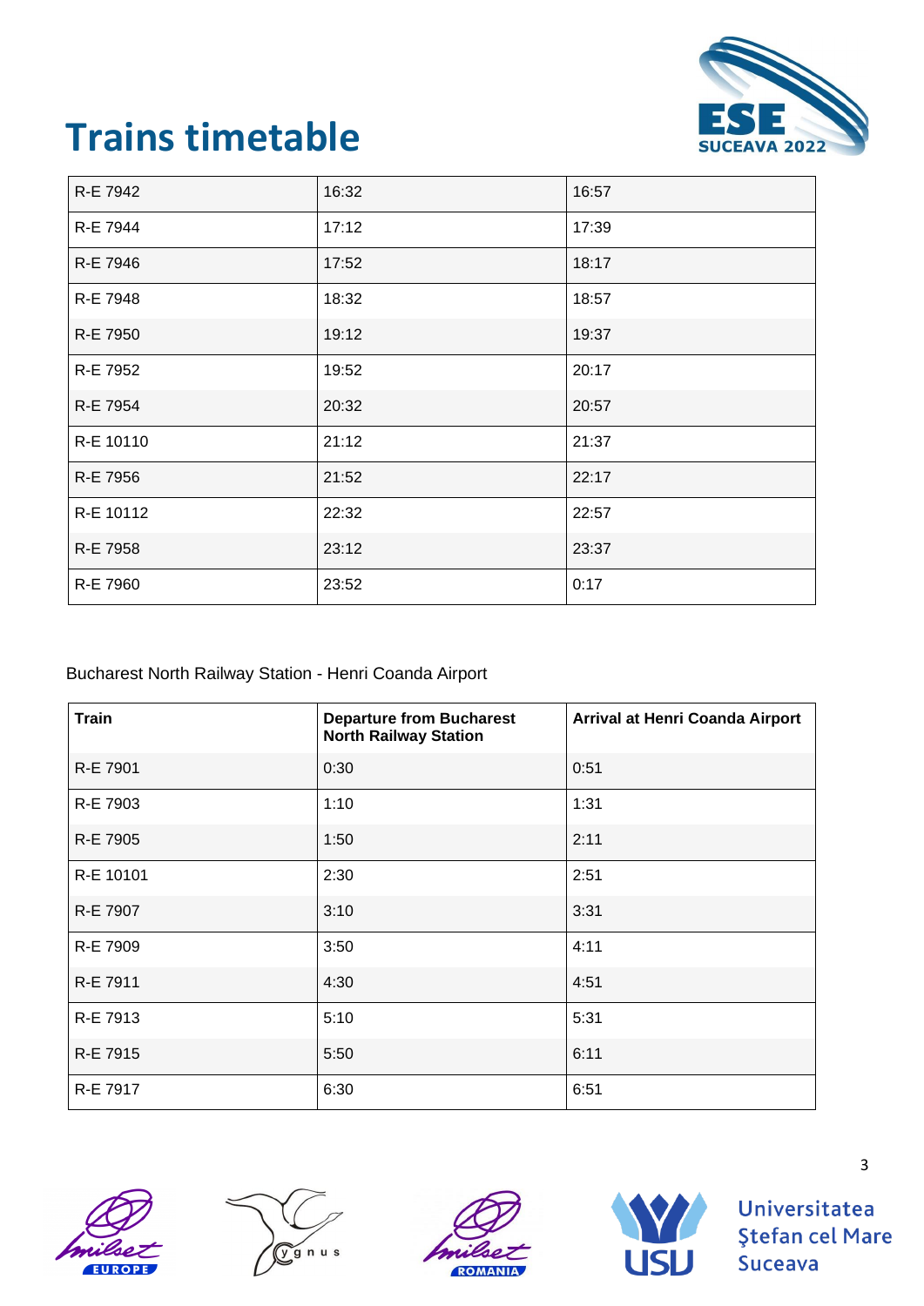# Trains timetable

| | | |
|---|---|---|
| R-E 7942 | 16:32 | 16:57 |
| R-E 7944 | 17:12 | 17:39 |
| R-E 7946 | 17:52 | 18:17 |
| R-E 7948 | 18:32 | 18:57 |
| R-E 7950 | 19:12 | 19:37 |
| R-E 7952 | 19:52 | 20:17 |
| R-E 7954 | 20:32 | 20:57 |
| R-E 10110 | 21:12 | 21:37 |
| R-E 7956 | 21:52 | 22:17 |
| R-E 10112 | 22:32 | 22:57 |
| R-E 7958 | 23:12 | 23:37 |
| R-E 7960 | 23:52 | 0:17 |

Bucharest North Railway Station - Henri Coanda Airport

| Train | Departure from Bucharest North Railway Station | Arrival at Henri Coanda Airport |
|---|---|---|
| R-E 7901 | 0:30 | 0:51 |
| R-E 7903 | 1:10 | 1:31 |
| R-E 7905 | 1:50 | 2:11 |
| R-E 10101 | 2:30 | 2:51 |
| R-E 7907 | 3:10 | 3:31 |
| R-E 7909 | 3:50 | 4:11 |
| R-E 7911 | 4:30 | 4:51 |
| R-E 7913 | 5:10 | 5:31 |
| R-E 7915 | 5:50 | 6:11 |
| R-E 7917 | 6:30 | 6:51 |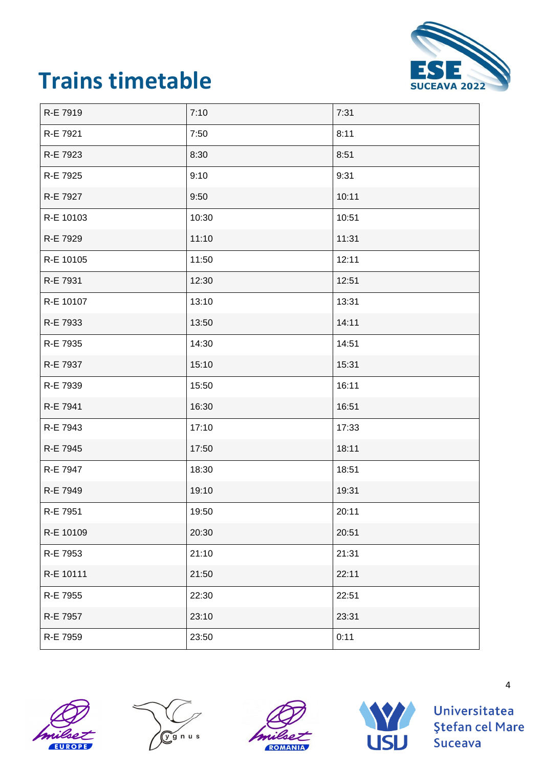# Trains timetable

| | | |
|---|---|---|
| R-E 7919 | 7:10 | 7:31 |
| R-E 7921 | 7:50 | 8:11 |
| R-E 7923 | 8:30 | 8:51 |
| R-E 7925 | 9:10 | 9:31 |
| R-E 7927 | 9:50 | 10:11 |
| R-E 10103 | 10:30 | 10:51 |
| R-E 7929 | 11:10 | 11:31 |
| R-E 10105 | 11:50 | 12:11 |
| R-E 7931 | 12:30 | 12:51 |
| R-E 10107 | 13:10 | 13:31 |
| R-E 7933 | 13:50 | 14:11 |
| R-E 7935 | 14:30 | 14:51 |
| R-E 7937 | 15:10 | 15:31 |
| R-E 7939 | 15:50 | 16:11 |
| R-E 7941 | 16:30 | 16:51 |
| R-E 7943 | 17:10 | 17:33 |
| R-E 7945 | 17:50 | 18:11 |
| R-E 7947 | 18:30 | 18:51 |
| R-E 7949 | 19:10 | 19:31 |
| R-E 7951 | 19:50 | 20:11 |
| R-E 10109 | 20:30 | 20:51 |
| R-E 7953 | 21:10 | 21:31 |
| R-E 10111 | 21:50 | 22:11 |
| R-E 7955 | 22:30 | 22:51 |
| R-E 7957 | 23:10 | 23:31 |
| R-E 7959 | 23:50 | 0:11 |